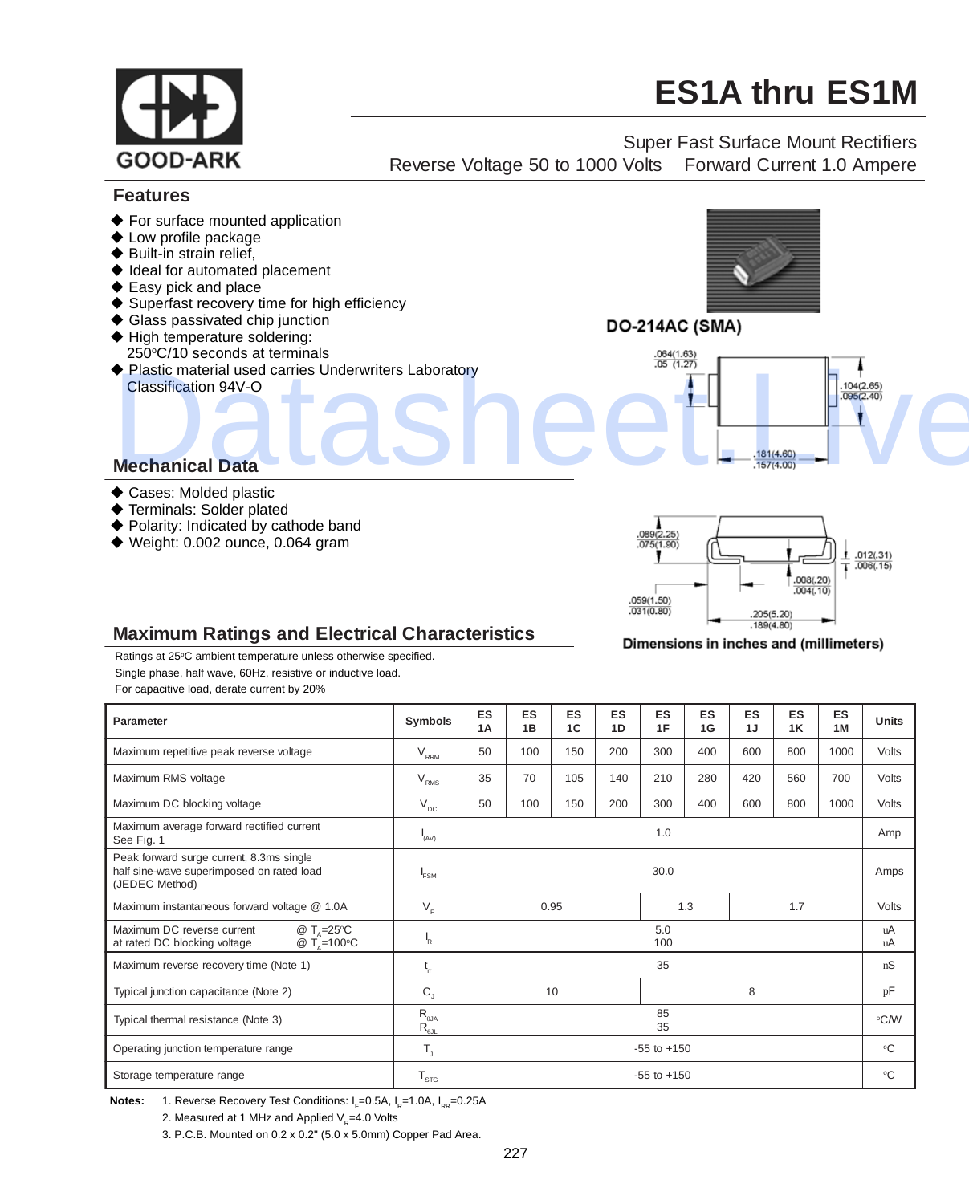# ES1A thru ES1M

Super Fast Surface Mount Rectifiers

Reverse Voltage 50 to 1000 Volts    Forward Current 1.0 Ampere

## Features

- For surface mounted application
- Low profile package
- Built-in strain relief,
- Ideal for automated placement
- Easy pick and place
- Superfast recovery time for high efficiency
- Glass passivated chip junction
- High temperature soldering: 250°C/10 seconds at terminals
- Plastic material used carries Underwriters Laboratory Classification 94V-O

**DO-214AC (SMA)**

.064(1.63)
.05 (1.27)

.104(2.65)
.095(2.40)

.181(4.60)
.157(4.00)

.089(2.25)
.075(1.90)

.012(.31)
.006(.15)

.008(.20)
.004(.10)

.059(1.50)
.031(0.80)

.205(5.20)
.189(4.80)

**Dimensions in inches and (millimeters)**

## Mechanical Data

- Cases: Molded plastic
- Terminals: Solder plated
- Polarity: Indicated by cathode band
- Weight: 0.002 ounce, 0.064 gram

## Maximum Ratings and Electrical Characteristics

Ratings at 25°C ambient temperature unless otherwise specified.
Single phase, half wave, 60Hz, resistive or inductive load.
For capacitive load, derate current by 20%

| Parameter | Symbols | ES 1A | ES 1B | ES 1C | ES 1D | ES 1F | ES 1G | ES 1J | ES 1K | ES 1M | Units |
|---|---|---|---|---|---|---|---|---|---|---|---|
| Maximum repetitive peak reverse voltage | $V_{RRM}$ | 50 | 100 | 150 | 200 | 300 | 400 | 600 | 800 | 1000 | Volts |
| Maximum RMS voltage | $V_{RMS}$ | 35 | 70 | 105 | 140 | 210 | 280 | 420 | 560 | 700 | Volts |
| Maximum DC blocking voltage | $V_{DC}$ | 50 | 100 | 150 | 200 | 300 | 400 | 600 | 800 | 1000 | Volts |
| Maximum average forward rectified current See Fig. 1 | $I_{(AV)}$ | 1.0 | | | | | | | | | Amp |
| Peak forward surge current, 8.3ms single half sine-wave superimposed on rated load (JEDEC Method) | $I_{FSM}$ | 30.0 | | | | | | | | | Amps |
| Maximum instantaneous forward voltage @ 1.0A | $V_F$ | 0.95 | | | | 1.3 | | 1.7 | | | Volts |
| Maximum DC reverse current @ $T_A$=25°C<br>at rated DC blocking voltage @ $T_A$=100°C | $I_R$ | 5.0<br>100 | | | | | | | | | uA<br>uA |
| Maximum reverse recovery time (Note 1) | $t_{rr}$ | 35 | | | | | | | | | nS |
| Typical junction capacitance (Note 2) | $C_J$ | 10 | | | | 8 | | | | | pF |
| Typical thermal resistance (Note 3) | $R_{\theta JA}$<br>$R_{\theta JL}$ | 85<br>35 | | | | | | | | | °C/W |
| Operating junction temperature range | $T_J$ | -55 to +150 | | | | | | | | | °C |
| Storage temperature range | $T_{STG}$ | -55 to +150 | | | | | | | | | °C |

**Notes:**
1. Reverse Recovery Test Conditions: $I_F$=0.5A, $I_R$=1.0A, $I_{RR}$=0.25A
2. Measured at 1 MHz and Applied $V_R$=4.0 Volts
3. P.C.B. Mounted on 0.2 x 0.2" (5.0 x 5.0mm) Copper Pad Area.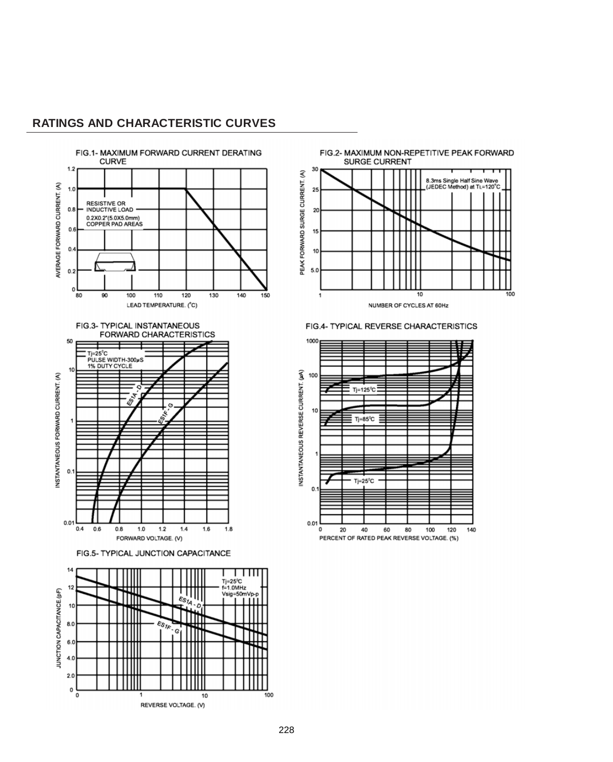## RATINGS AND CHARACTERISTIC CURVES

FIG.1- MAXIMUM FORWARD CURRENT DERATING CURVE

AVERAGE FORWARD CURRENT. (A)

1.2
1.0
0.8
0.6
0.4
0.2
0

RESISTIVE OR INDUCTIVE LOAD

0.2X0.2"(5.0X5.0mm) COPPER PAD AREAS

80 90 100 110 120 130 140 150

LEAD TEMPERATURE. (°C)

FIG.2- MAXIMUM NON-REPETITIVE PEAK FORWARD SURGE CURRENT

PEAK FORWARD SURGE CURRENT. (A)

30
25
20
15
10
5.0

8.3ms Single Half Sine Wave (JEDEC Method) at TL=120°C

1 10 100

NUMBER OF CYCLES AT 60Hz

FIG.3- TYPICAL INSTANTANEOUS FORWARD CHARACTERISTICS

INSTANTANEOUS FORWARD CURRENT. (A)

50
10
1
0.1
0.01

Tj=25°C
PULSE WIDTH-300μS
1% DUTY CYCLE

ES1A - D

ES1F - G

0.4 0.6 0.8 1.0 1.2 1.4 1.6 1.8

FORWARD VOLTAGE. (V)

FIG.4- TYPICAL REVERSE CHARACTERISTICS

INSTANTANEOUS REVERSE CURRENT. (μA)

1000
100
10
1
0.1
0.01

Tj=125°C

Tj=85°C

Tj=25°C

0 20 40 60 80 100 120 140

PERCENT OF RATED PEAK REVERSE VOLTAGE. (%)

FIG.5- TYPICAL JUNCTION CAPACITANCE

JUNCTION CAPACITANCE.(pF)

14
12
10
8.0
6.0
4.0
2.0
0

Tj=25°C
f=1.0MHz
Vsig=50mVp-p

ES1A - D

ES1F - G

0 1 10 100

REVERSE VOLTAGE. (V)